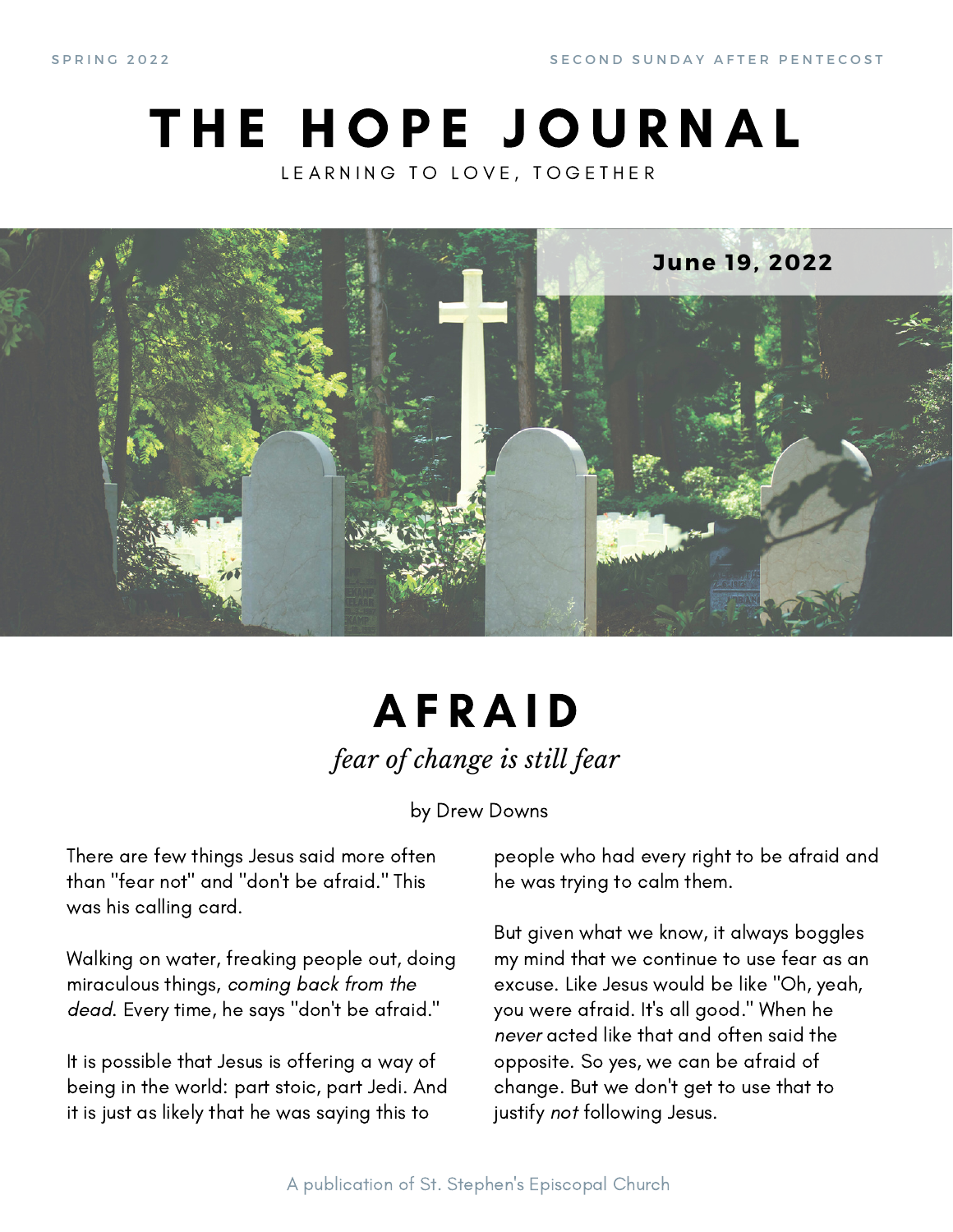SPRING 2022

SECOND SUNDAY AFTER PENTECOST

# THE HOPE JOURNAL

LEARNING TO LOVE, TOGETHER

**June 19, 2022**

## AFRAID

*fear of change is still fear*

by Drew Downs

There are few things Jesus said more often than "fear not" and "don't be afraid." This was his calling card.

Walking on water, freaking people out, doing miraculous things, *coming back from the dead.* Every time, he says "don't be afraid."

It is possible that Jesus is offering a way of being in the world: part stoic, part Jedi. And it is just as likely that he was saying this to people who had every right to be afraid and he was trying to calm them.

But given what we know, it always boggles my mind that we continue to use fear as an excuse. Like Jesus would be like "Oh, yeah, you were afraid. It's all good." When he *never* acted like that and often said the opposite. So yes, we can be afraid of change. But we don't get to use that to justify *not* following Jesus.

A publication of St. Stephen's Episcopal Church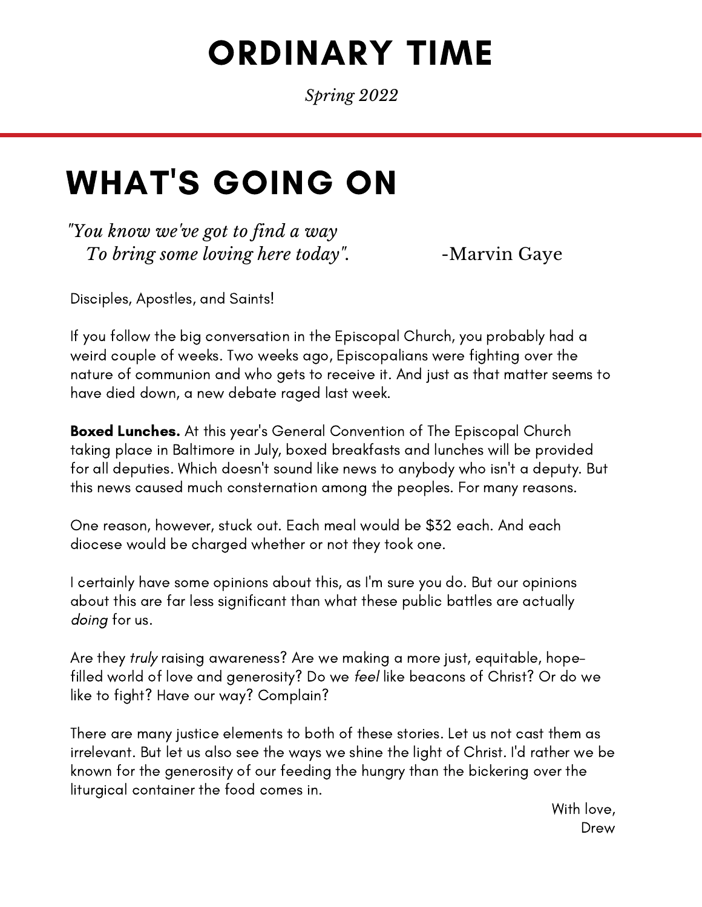# ORDINARY TIME

*Spring 2022*

## WHAT'S GOING ON

*"You know we've got to find a way*
*To bring some loving here today".* -Marvin Gaye

Disciples, Apostles, and Saints!

If you follow the big conversation in the Episcopal Church, you probably had a weird couple of weeks. Two weeks ago, Episcopalians were fighting over the nature of communion and who gets to receive it. And just as that matter seems to have died down, a new debate raged last week.

**Boxed Lunches.** At this year's General Convention of The Episcopal Church taking place in Baltimore in July, boxed breakfasts and lunches will be provided for all deputies. Which doesn't sound like news to anybody who isn't a deputy. But this news caused much consternation among the peoples. For many reasons.

One reason, however, stuck out. Each meal would be $32 each. And each diocese would be charged whether or not they took one.

I certainly have some opinions about this, as I'm sure you do. But our opinions about this are far less significant than what these public battles are actually *doing* for us.

Are they *truly* raising awareness? Are we making a more just, equitable, hope-filled world of love and generosity? Do we *feel* like beacons of Christ? Or do we like to fight? Have our way? Complain?

There are many justice elements to both of these stories. Let us not cast them as irrelevant. But let us also see the ways we shine the light of Christ. I'd rather we be known for the generosity of our feeding the hungry than the bickering over the liturgical container the food comes in.

With love,
Drew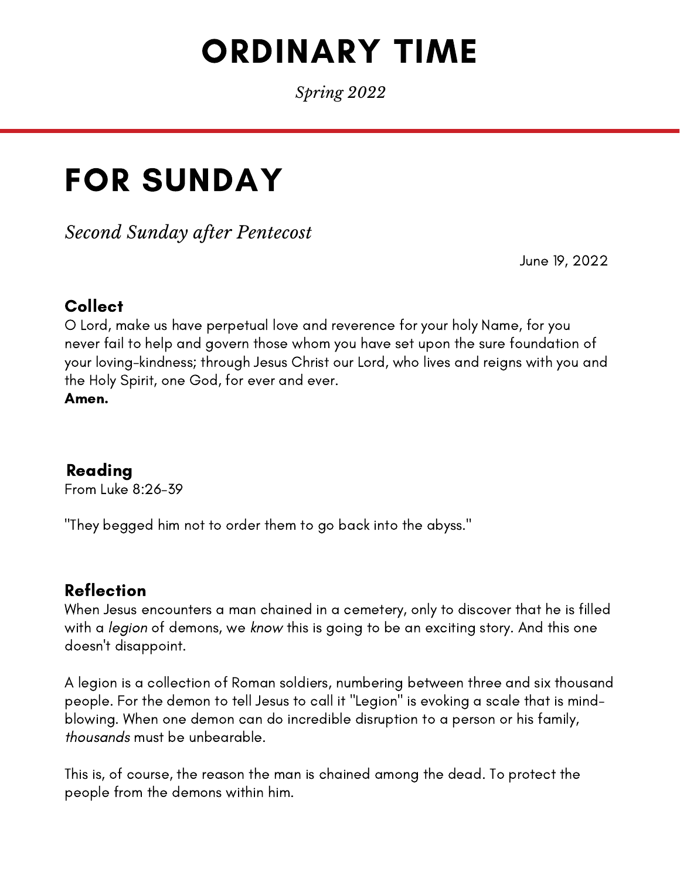# ORDINARY TIME

*Spring 2022*

# FOR SUNDAY

*Second Sunday after Pentecost*

June 19, 2022

### Collect

O Lord, make us have perpetual love and reverence for your holy Name, for you never fail to help and govern those whom you have set upon the sure foundation of your loving-kindness; through Jesus Christ our Lord, who lives and reigns with you and the Holy Spirit, one God, for ever and ever.
**Amen.**

### Reading

From Luke 8:26-39

"They begged him not to order them to go back into the abyss."

### Reflection

When Jesus encounters a man chained in a cemetery, only to discover that he is filled with a *legion* of demons, we *know* this is going to be an exciting story. And this one doesn't disappoint.

A legion is a collection of Roman soldiers, numbering between three and six thousand people. For the demon to tell Jesus to call it "Legion" is evoking a scale that is mind-blowing. When one demon can do incredible disruption to a person or his family, *thousands* must be unbearable.

This is, of course, the reason the man is chained among the dead. To protect the people from the demons within him.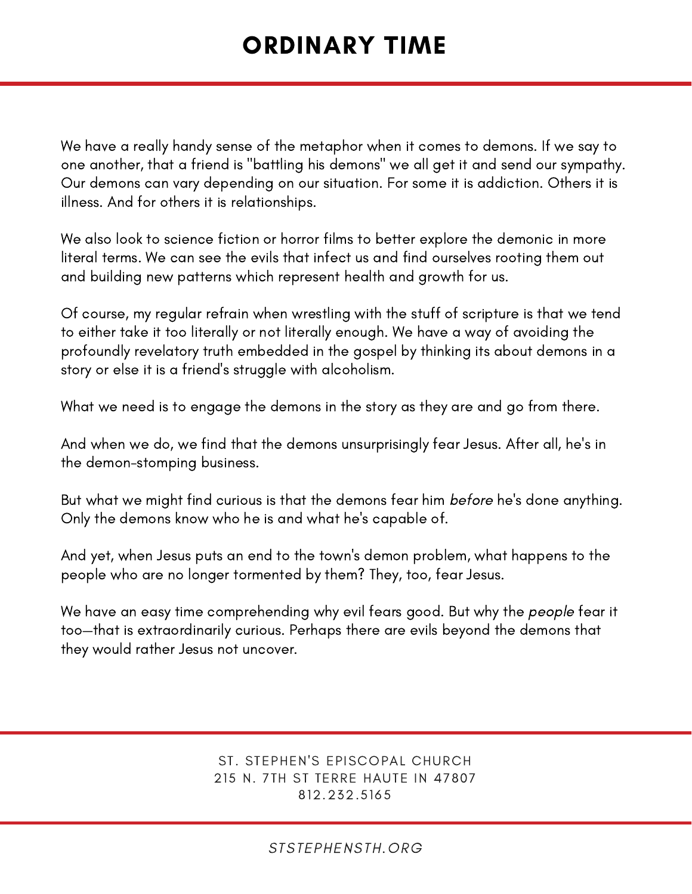# ORDINARY TIME

We have a really handy sense of the metaphor when it comes to demons. If we say to one another, that a friend is "battling his demons" we all get it and send our sympathy. Our demons can vary depending on our situation. For some it is addiction. Others it is illness. And for others it is relationships.

We also look to science fiction or horror films to better explore the demonic in more literal terms. We can see the evils that infect us and find ourselves rooting them out and building new patterns which represent health and growth for us.

Of course, my regular refrain when wrestling with the stuff of scripture is that we tend to either take it too literally or not literally enough. We have a way of avoiding the profoundly revelatory truth embedded in the gospel by thinking its about demons in a story or else it is a friend's struggle with alcoholism.

What we need is to engage the demons in the story as they are and go from there.

And when we do, we find that the demons unsurprisingly fear Jesus. After all, he's in the demon-stomping business.

But what we might find curious is that the demons fear him *before* he's done anything. Only the demons know who he is and what he's capable of.

And yet, when Jesus puts an end to the town's demon problem, what happens to the people who are no longer tormented by them? They, too, fear Jesus.

We have an easy time comprehending why evil fears good. But why the *people* fear it too—that is extraordinarily curious. Perhaps there are evils beyond the demons that they would rather Jesus not uncover.

ST. STEPHEN'S EPISCOPAL CHURCH
215 N. 7TH ST TERRE HAUTE IN 47807
812.232.5165

*STSTEPHENSTH.ORG*